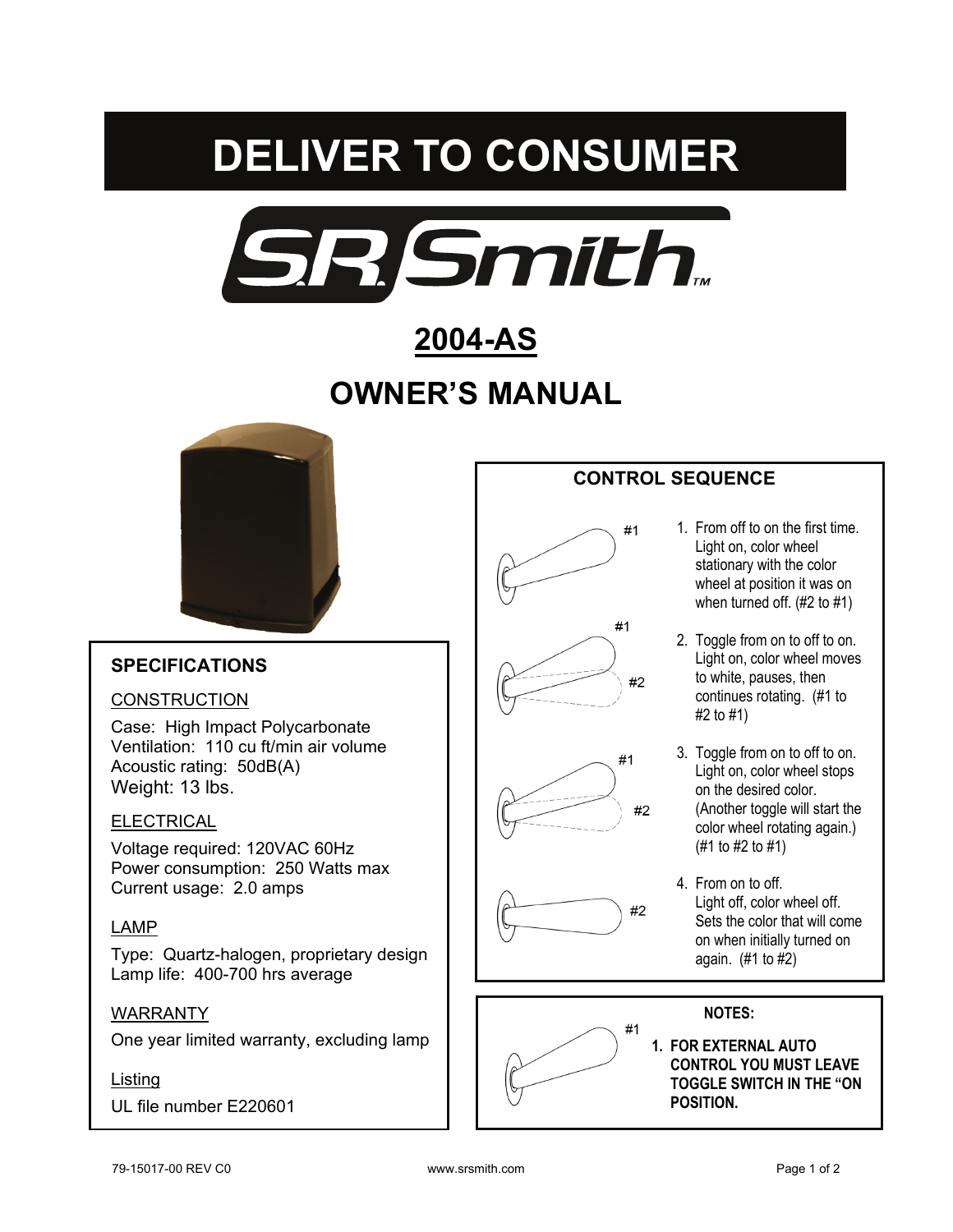# DELIVER TO CONSUMER

S.R.Smith™

## 2004-AS

## OWNER'S MANUAL

### SPECIFICATIONS

CONSTRUCTION

Case: High Impact Polycarbonate
Ventilation: 110 cu ft/min air volume
Acoustic rating: 50dB(A)
Weight: 13 lbs.

ELECTRICAL

Voltage required: 120VAC 60Hz
Power consumption: 250 Watts max
Current usage: 2.0 amps

LAMP

Type: Quartz-halogen, proprietary design
Lamp life: 400-700 hrs average

WARRANTY

One year limited warranty, excluding lamp

Listing

UL file number E220601

### CONTROL SEQUENCE

#1

#1
#2

#1
#2

#2

1. From off to on the first time. Light on, color wheel stationary with the color wheel at position it was on when turned off. (#2 to #1)
2. Toggle from on to off to on. Light on, color wheel moves to white, pauses, then continues rotating. (#1 to #2 to #1)
3. Toggle from on to off to on. Light on, color wheel stops on the desired color. (Another toggle will start the color wheel rotating again.) (#1 to #2 to #1)
4. From on to off. Light off, color wheel off. Sets the color that will come on when initially turned on again. (#1 to #2)

**NOTES:**

#1

1. **FOR EXTERNAL AUTO CONTROL YOU MUST LEAVE TOGGLE SWITCH IN THE "ON POSITION.**

79-15017-00 REV C0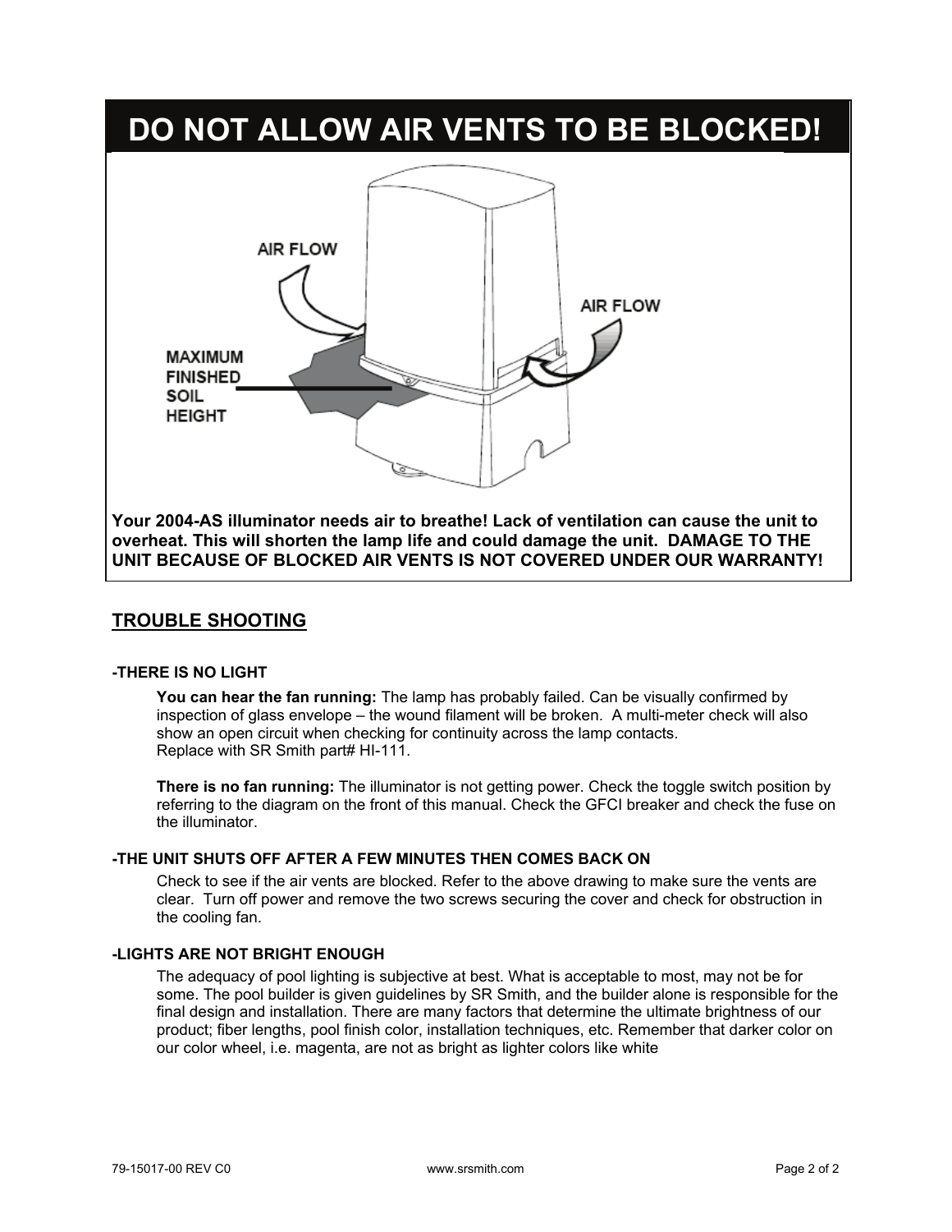# DO NOT ALLOW AIR VENTS TO BE BLOCKED!

AIR FLOW

AIR FLOW

MAXIMUM FINISHED SOIL HEIGHT

**Your 2004-AS illuminator needs air to breathe! Lack of ventilation can cause the unit to overheat. This will shorten the lamp life and could damage the unit. DAMAGE TO THE UNIT BECAUSE OF BLOCKED AIR VENTS IS NOT COVERED UNDER OUR WARRANTY!**

## TROUBLE SHOOTING

### -THERE IS NO LIGHT

**You can hear the fan running:** The lamp has probably failed. Can be visually confirmed by inspection of glass envelope – the wound filament will be broken. A multi-meter check will also show an open circuit when checking for continuity across the lamp contacts. Replace with SR Smith part# HI-111.

**There is no fan running:** The illuminator is not getting power. Check the toggle switch position by referring to the diagram on the front of this manual. Check the GFCI breaker and check the fuse on the illuminator.

### -THE UNIT SHUTS OFF AFTER A FEW MINUTES THEN COMES BACK ON

Check to see if the air vents are blocked. Refer to the above drawing to make sure the vents are clear. Turn off power and remove the two screws securing the cover and check for obstruction in the cooling fan.

### -LIGHTS ARE NOT BRIGHT ENOUGH

The adequacy of pool lighting is subjective at best. What is acceptable to most, may not be for some. The pool builder is given guidelines by SR Smith, and the builder alone is responsible for the final design and installation. There are many factors that determine the ultimate brightness of our product; fiber lengths, pool finish color, installation techniques, etc. Remember that darker color on our color wheel, i.e. magenta, are not as bright as lighter colors like white

79-15017-00 REV C0 www.srsmith.com